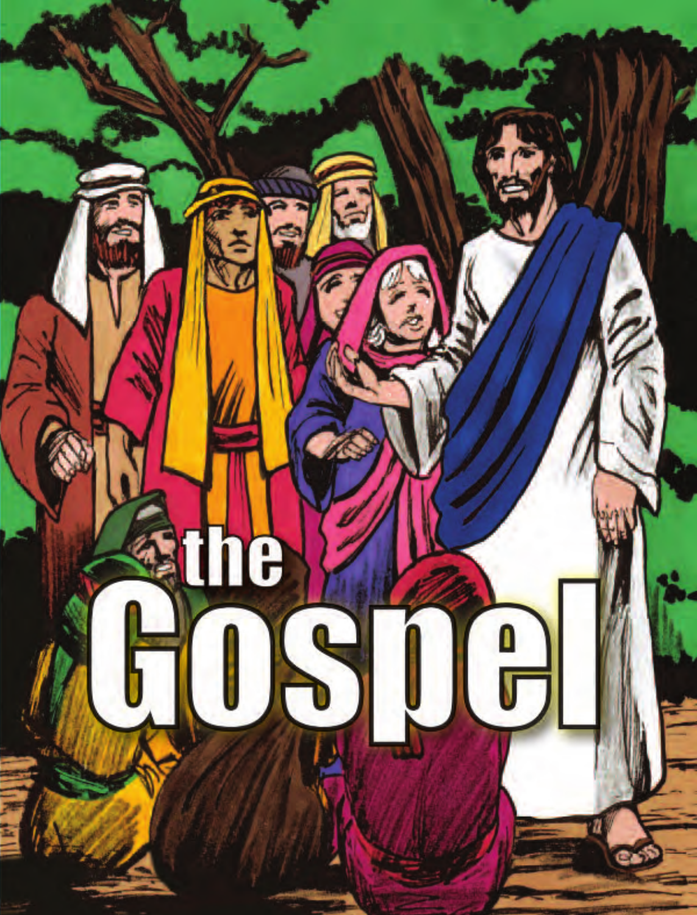# the Gospel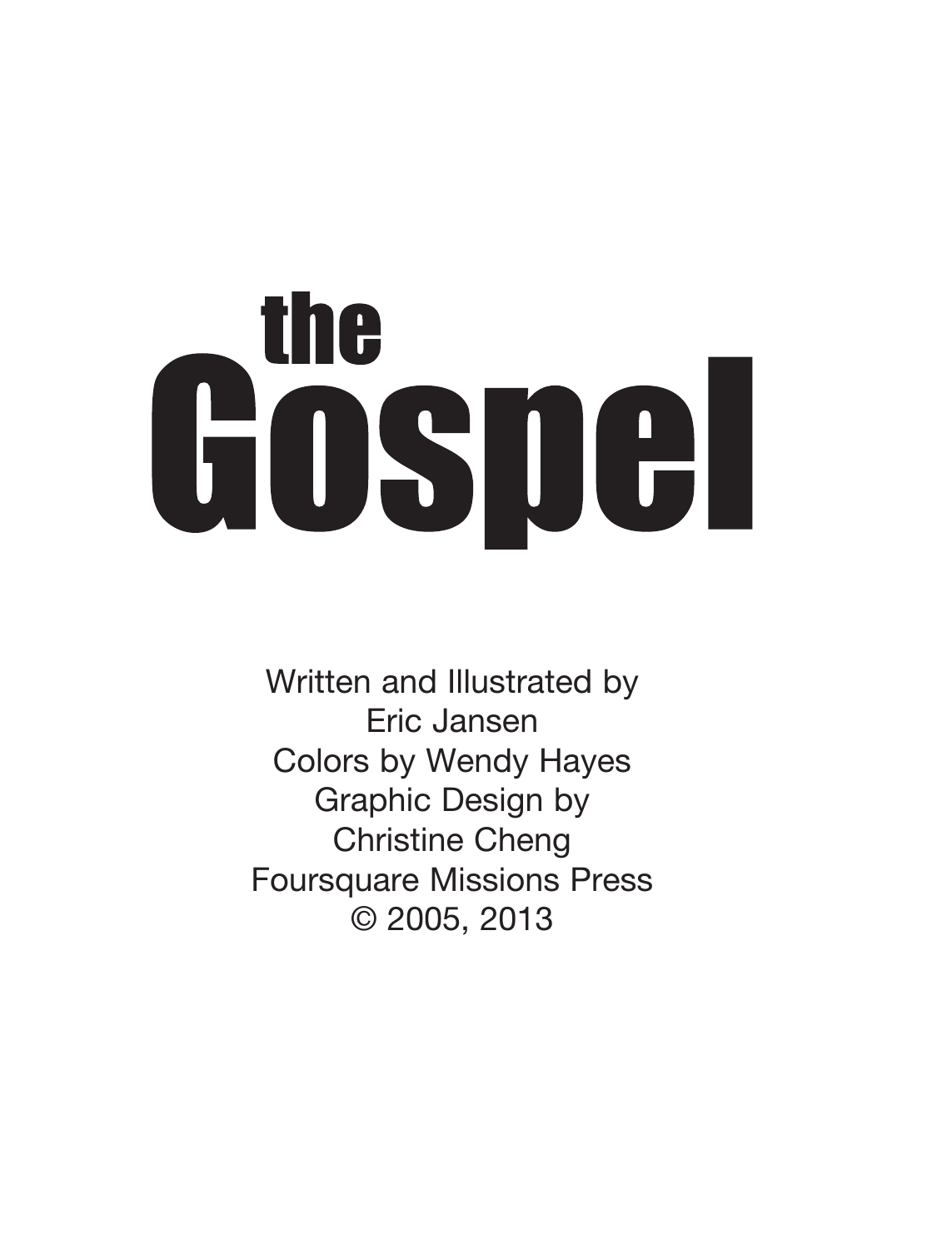# the Gospel

Written and Illustrated by
Eric Jansen
Colors by Wendy Hayes
Graphic Design by
Christine Cheng
Foursquare Missions Press
© 2005, 2013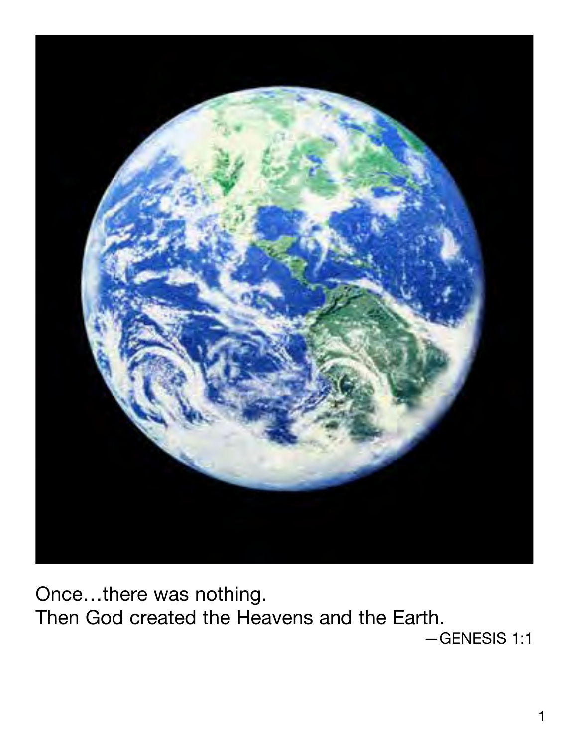Once…there was nothing.
Then God created the Heavens and the Earth.

—GENESIS 1:1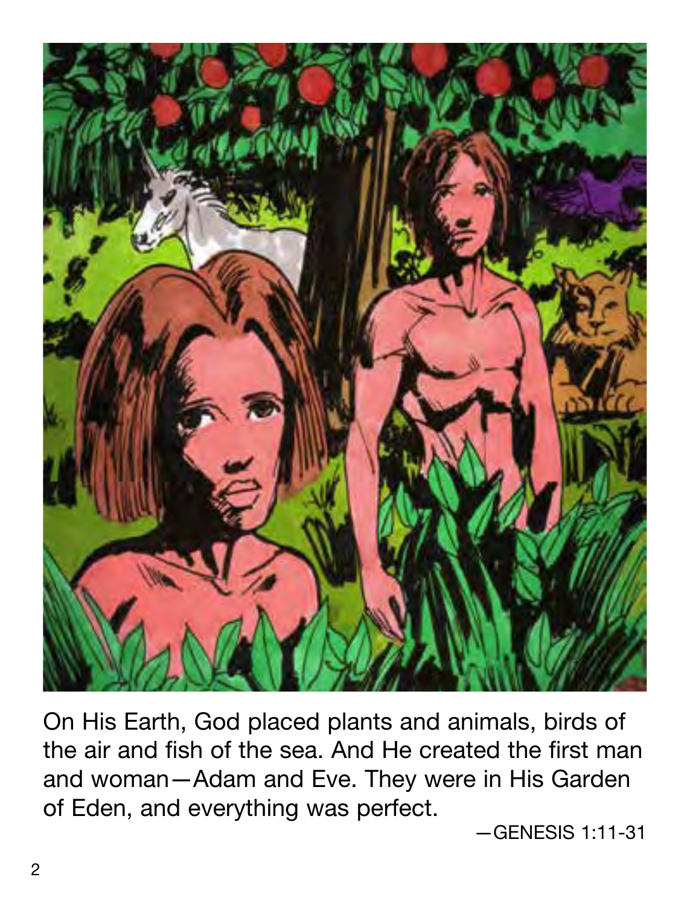On His Earth, God placed plants and animals, birds of the air and fish of the sea. And He created the first man and woman—Adam and Eve. They were in His Garden of Eden, and everything was perfect.

—GENESIS 1:11-31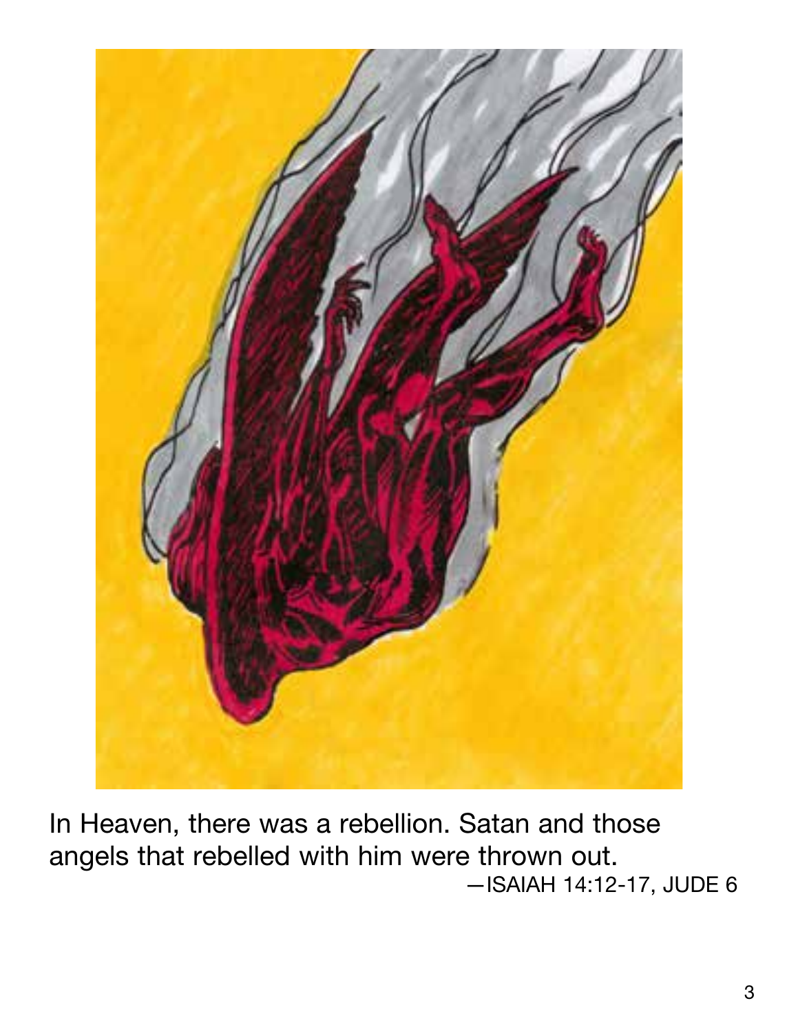In Heaven, there was a rebellion. Satan and those angels that rebelled with him were thrown out.

—ISAIAH 14:12-17, JUDE 6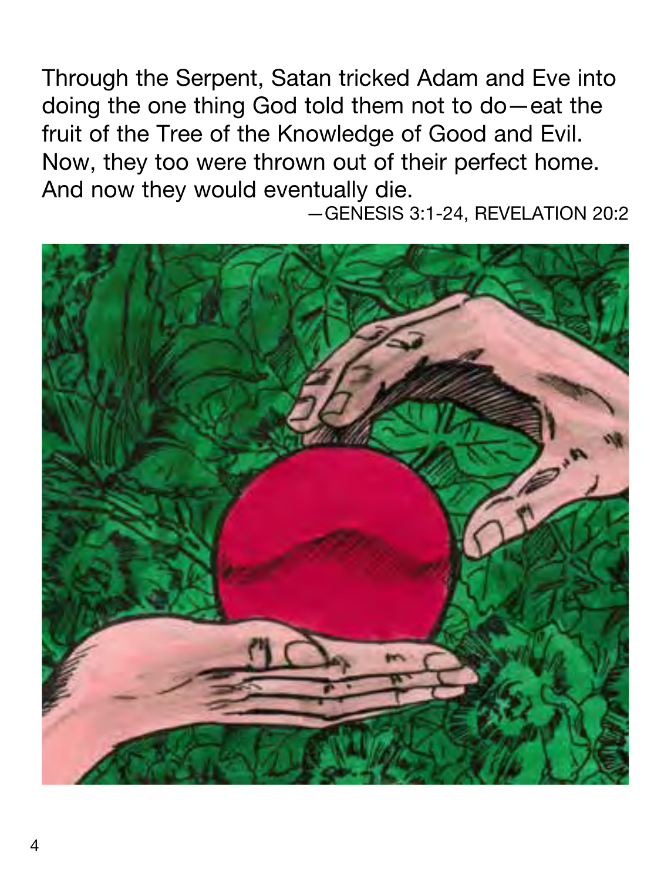Through the Serpent, Satan tricked Adam and Eve into doing the one thing God told them not to do—eat the fruit of the Tree of the Knowledge of Good and Evil. Now, they too were thrown out of their perfect home. And now they would eventually die.

—GENESIS 3:1-24, REVELATION 20:2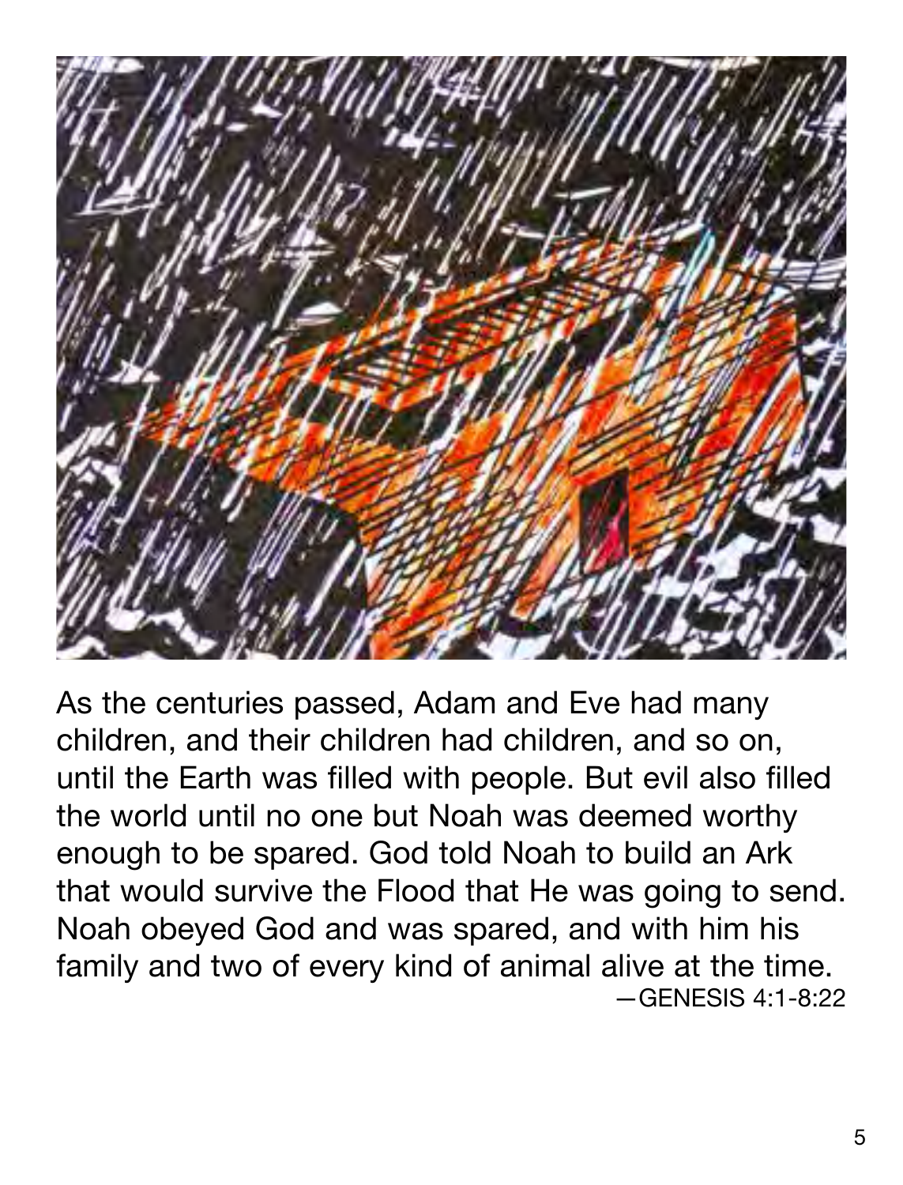As the centuries passed, Adam and Eve had many children, and their children had children, and so on, until the Earth was filled with people. But evil also filled the world until no one but Noah was deemed worthy enough to be spared. God told Noah to build an Ark that would survive the Flood that He was going to send. Noah obeyed God and was spared, and with him his family and two of every kind of animal alive at the time.

—GENESIS 4:1-8:22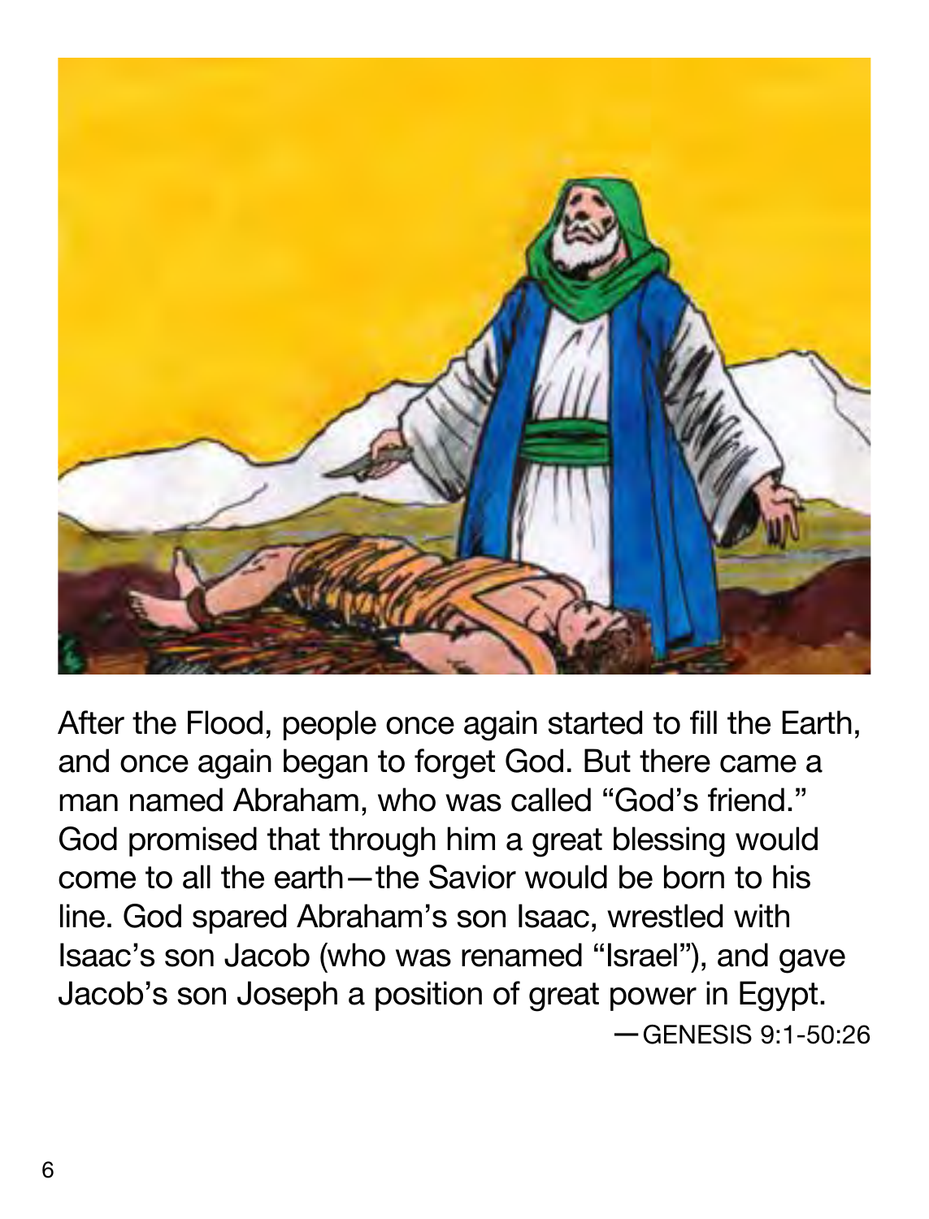After the Flood, people once again started to fill the Earth, and once again began to forget God. But there came a man named Abraham, who was called "God's friend." God promised that through him a great blessing would come to all the earth—the Savior would be born to his line. God spared Abraham's son Isaac, wrestled with Isaac's son Jacob (who was renamed "Israel"), and gave Jacob's son Joseph a position of great power in Egypt.

—GENESIS 9:1-50:26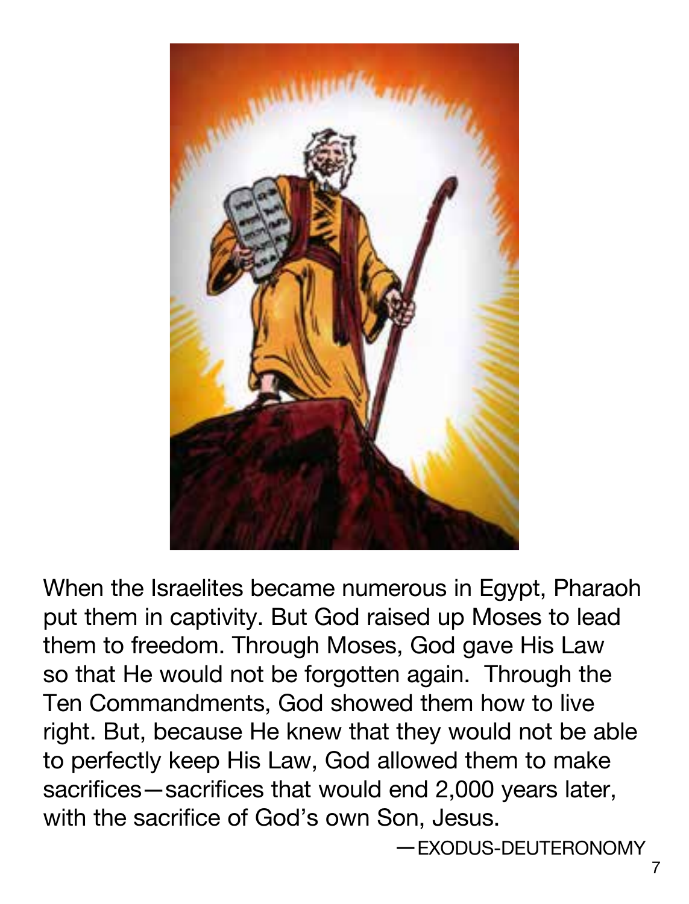When the Israelites became numerous in Egypt, Pharaoh put them in captivity. But God raised up Moses to lead them to freedom. Through Moses, God gave His Law so that He would not be forgotten again. Through the Ten Commandments, God showed them how to live right. But, because He knew that they would not be able to perfectly keep His Law, God allowed them to make sacrifices—sacrifices that would end 2,000 years later, with the sacrifice of God's own Son, Jesus.

—EXODUS-DEUTERONOMY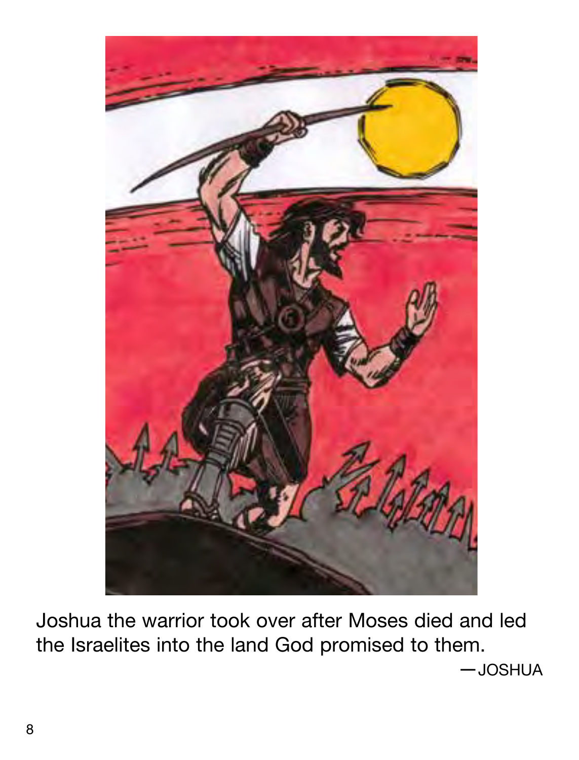Joshua the warrior took over after Moses died and led the Israelites into the land God promised to them.

—JOSHUA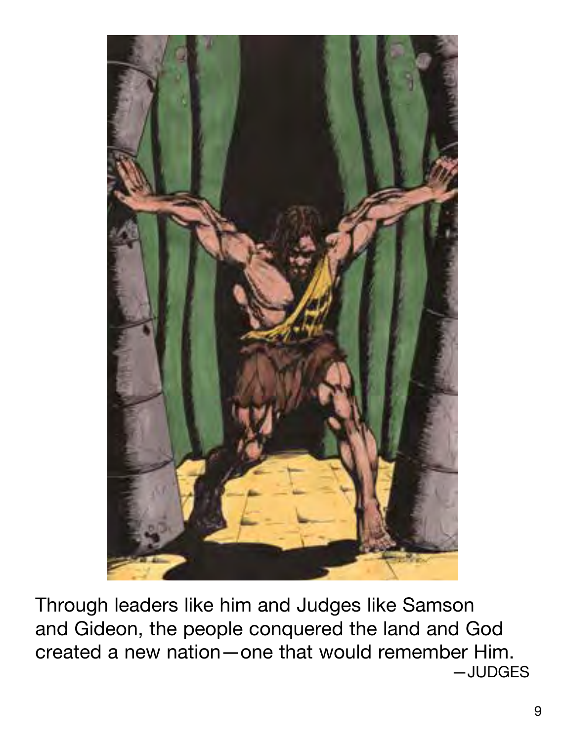Through leaders like him and Judges like Samson and Gideon, the people conquered the land and God created a new nation—one that would remember Him.

—JUDGES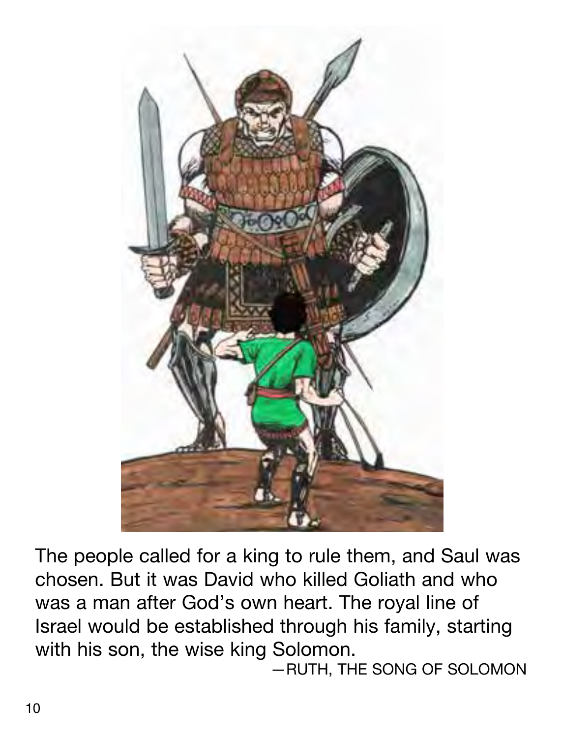The people called for a king to rule them, and Saul was chosen. But it was David who killed Goliath and who was a man after God's own heart. The royal line of Israel would be established through his family, starting with his son, the wise king Solomon.

—RUTH, THE SONG OF SOLOMON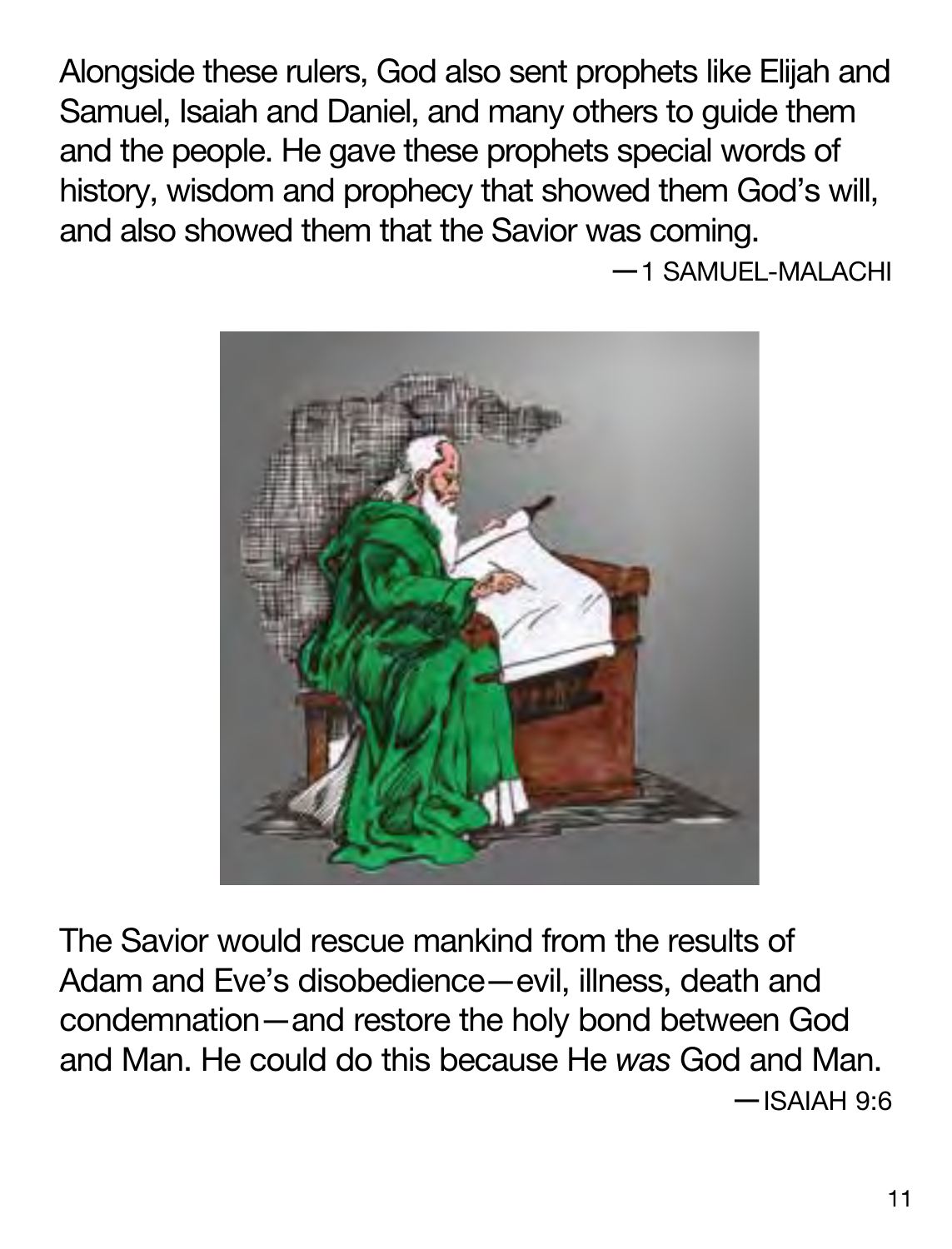Alongside these rulers, God also sent prophets like Elijah and Samuel, Isaiah and Daniel, and many others to guide them and the people. He gave these prophets special words of history, wisdom and prophecy that showed them God's will, and also showed them that the Savior was coming.

—1 SAMUEL-MALACHI

The Savior would rescue mankind from the results of Adam and Eve's disobedience—evil, illness, death and condemnation—and restore the holy bond between God and Man. He could do this because He *was* God and Man.

—ISAIAH 9:6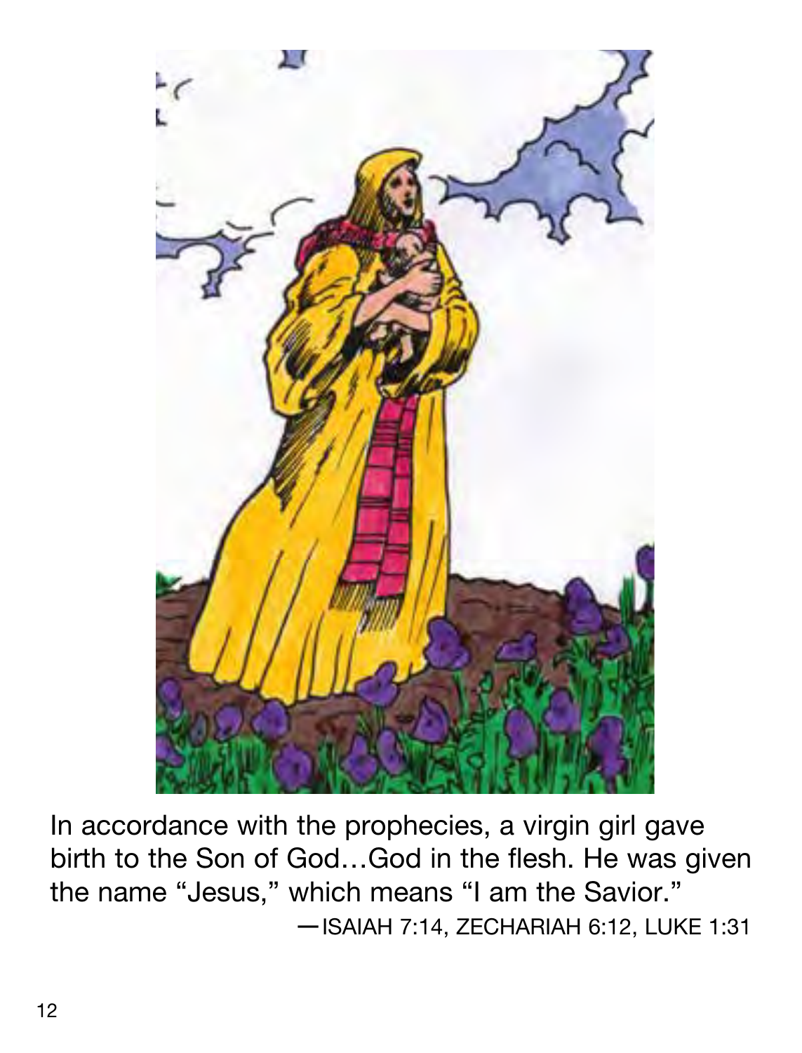In accordance with the prophecies, a virgin girl gave birth to the Son of God…God in the flesh. He was given the name "Jesus," which means "I am the Savior."

—ISAIAH 7:14, ZECHARIAH 6:12, LUKE 1:31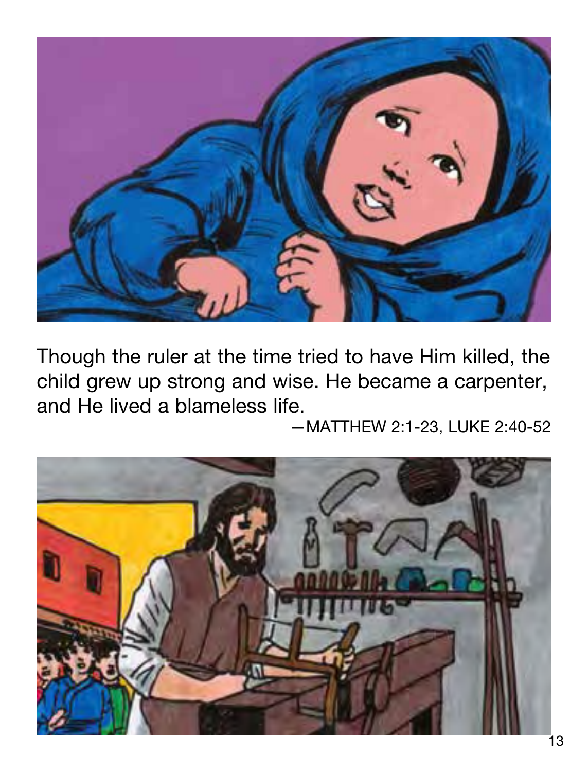Though the ruler at the time tried to have Him killed, the child grew up strong and wise. He became a carpenter, and He lived a blameless life.

—MATTHEW 2:1-23, LUKE 2:40-52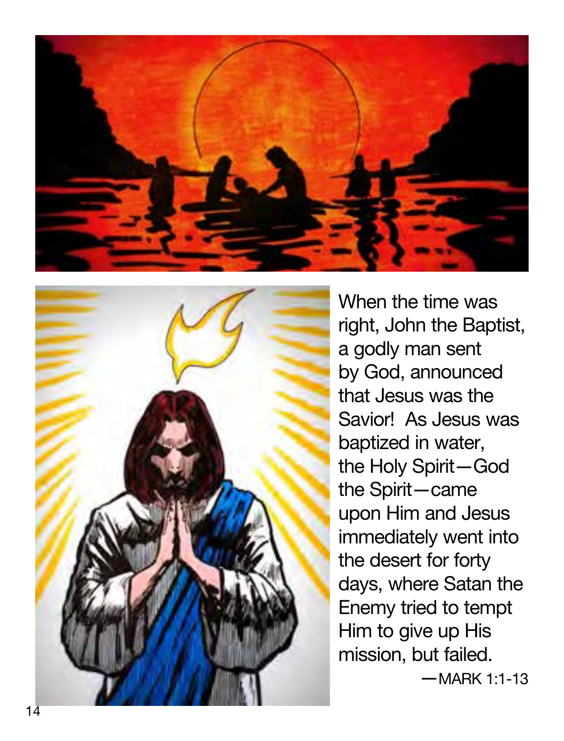When the time was right, John the Baptist, a godly man sent by God, announced that Jesus was the Savior! As Jesus was baptized in water, the Holy Spirit—God the Spirit—came upon Him and Jesus immediately went into the desert for forty days, where Satan the Enemy tried to tempt Him to give up His mission, but failed.

—MARK 1:1-13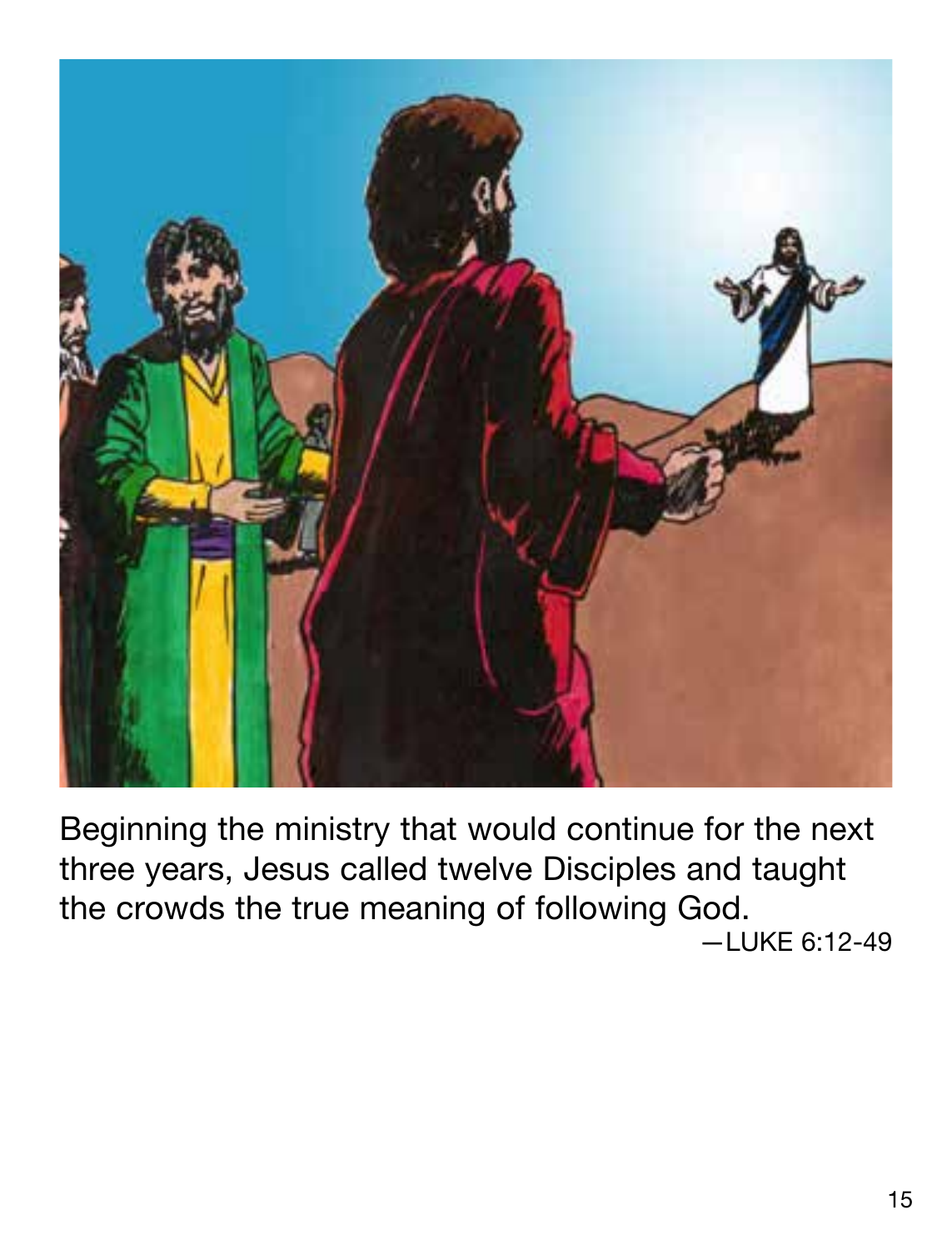Beginning the ministry that would continue for the next three years, Jesus called twelve Disciples and taught the crowds the true meaning of following God.

—LUKE 6:12-49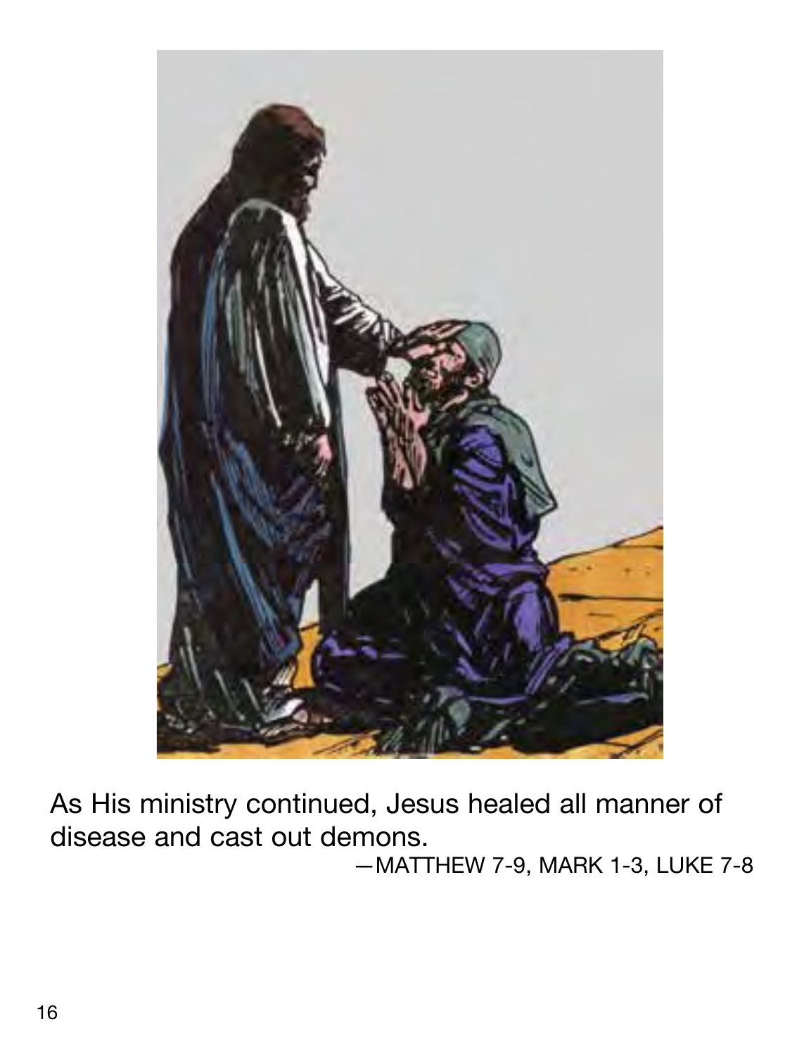As His ministry continued, Jesus healed all manner of disease and cast out demons.

—MATTHEW 7-9, MARK 1-3, LUKE 7-8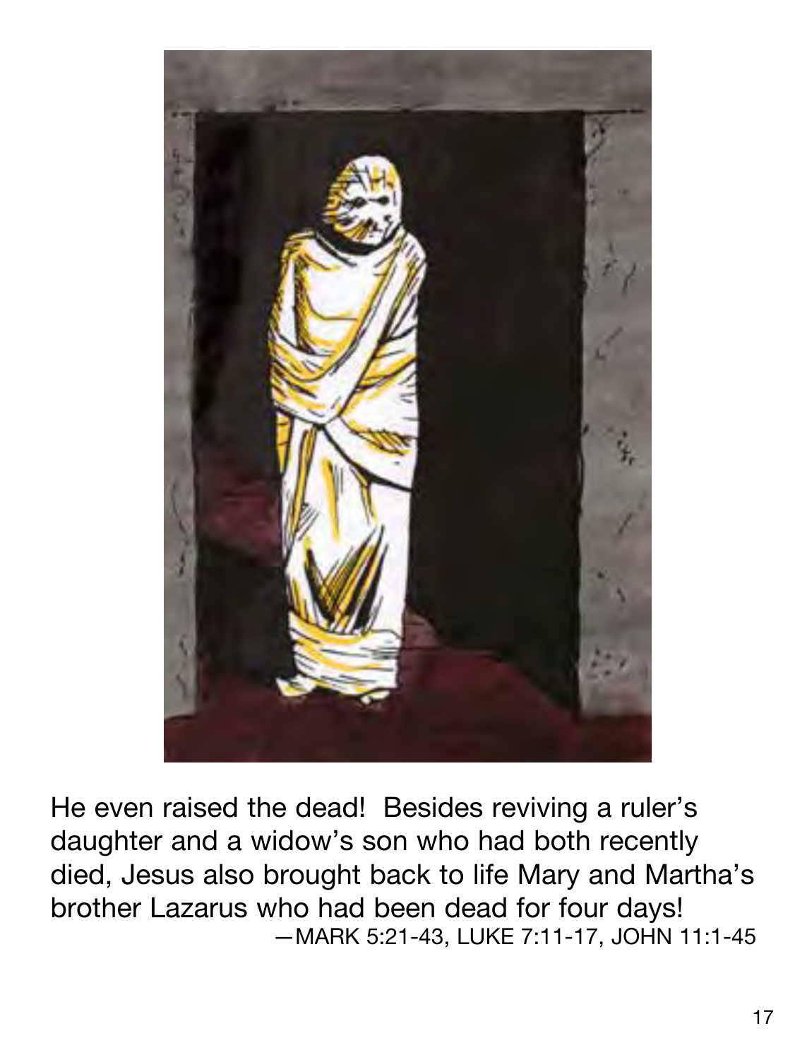He even raised the dead! Besides reviving a ruler's daughter and a widow's son who had both recently died, Jesus also brought back to life Mary and Martha's brother Lazarus who had been dead for four days!

—MARK 5:21-43, LUKE 7:11-17, JOHN 11:1-45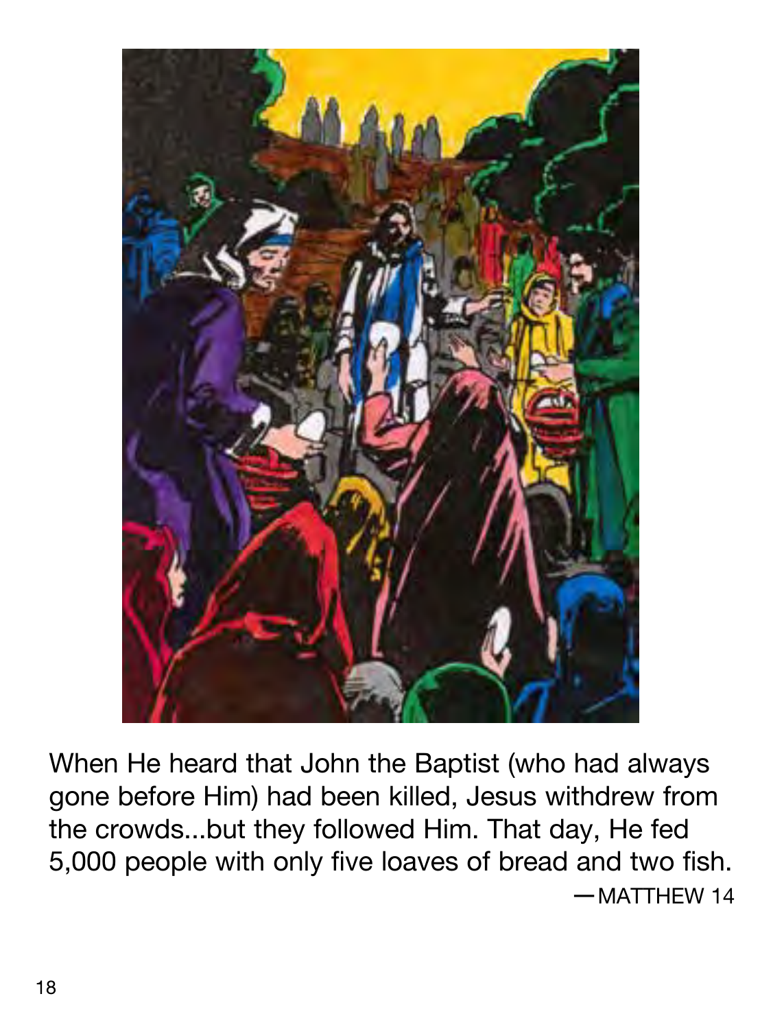When He heard that John the Baptist (who had always gone before Him) had been killed, Jesus withdrew from the crowds...but they followed Him. That day, He fed 5,000 people with only five loaves of bread and two fish.

—MATTHEW 14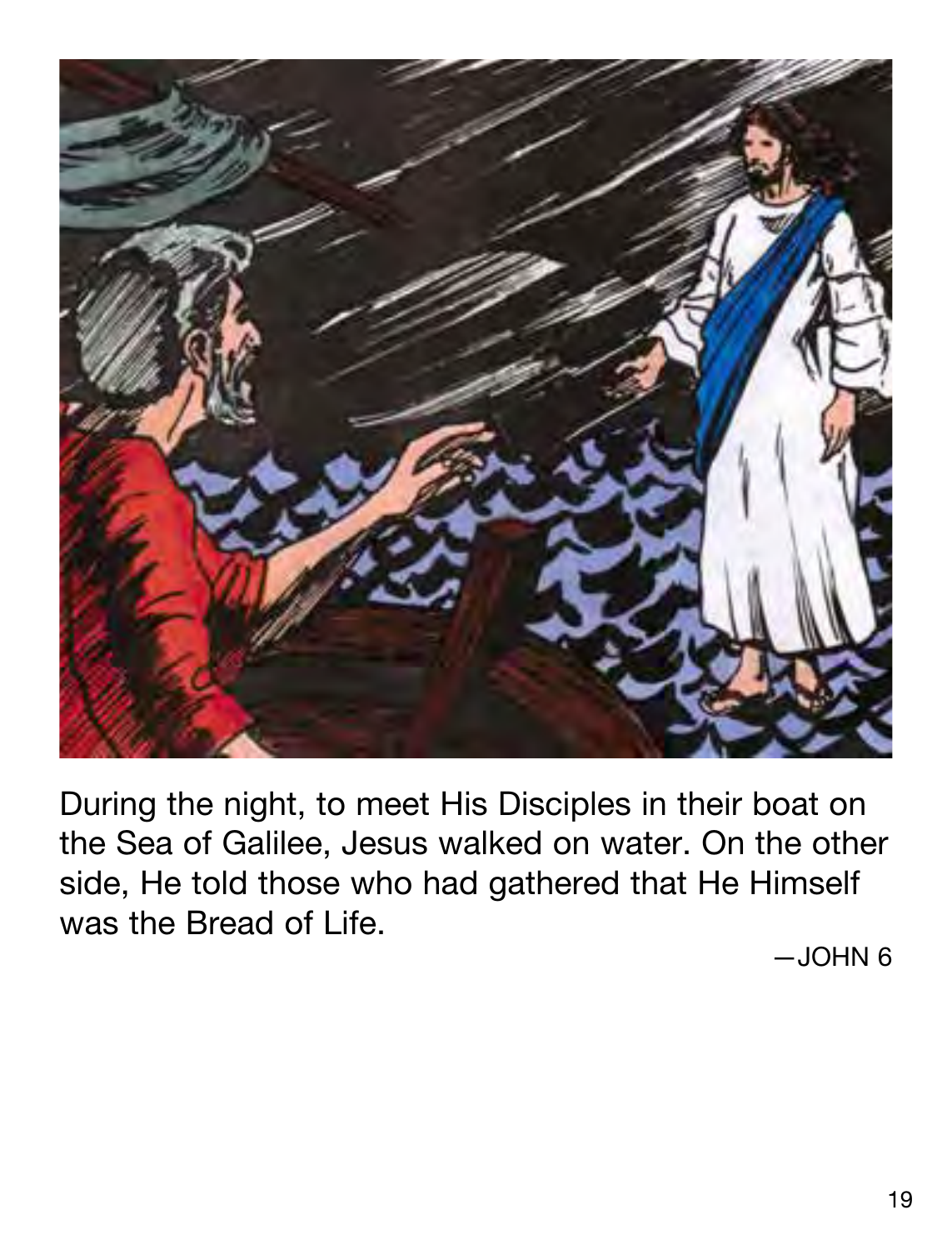During the night, to meet His Disciples in their boat on the Sea of Galilee, Jesus walked on water. On the other side, He told those who had gathered that He Himself was the Bread of Life.

—JOHN 6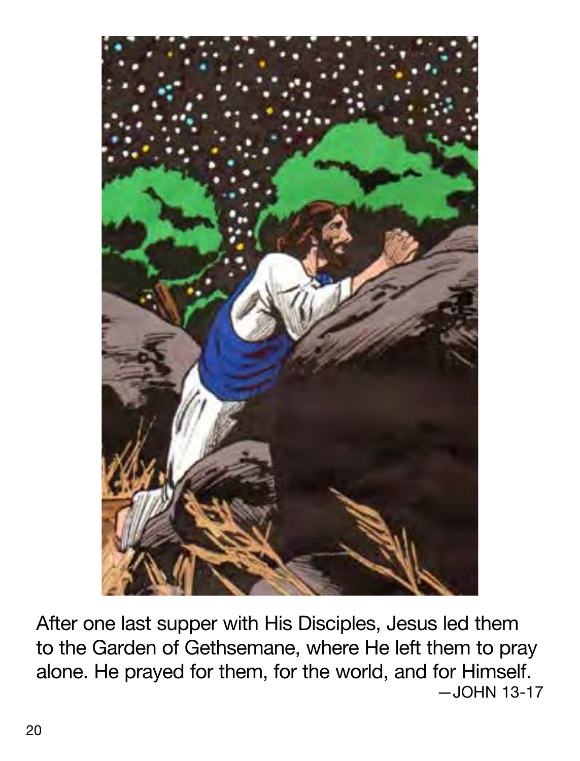After one last supper with His Disciples, Jesus led them to the Garden of Gethsemane, where He left them to pray alone. He prayed for them, for the world, and for Himself.

—JOHN 13-17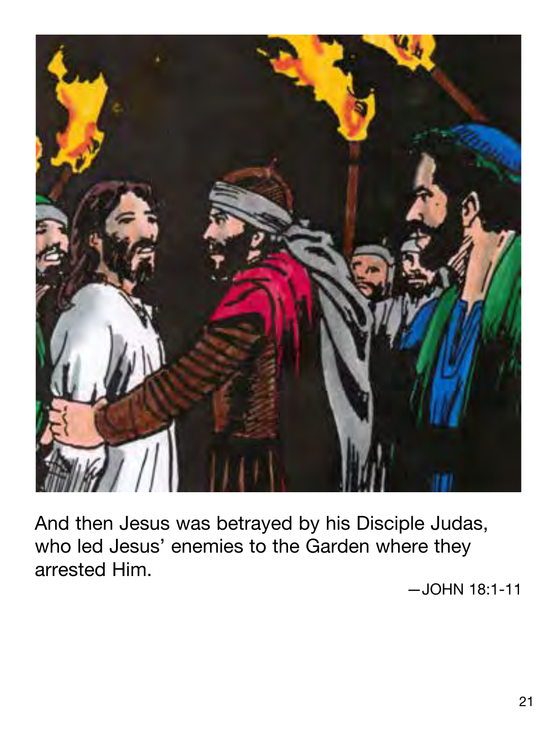And then Jesus was betrayed by his Disciple Judas, who led Jesus' enemies to the Garden where they arrested Him.

—JOHN 18:1-11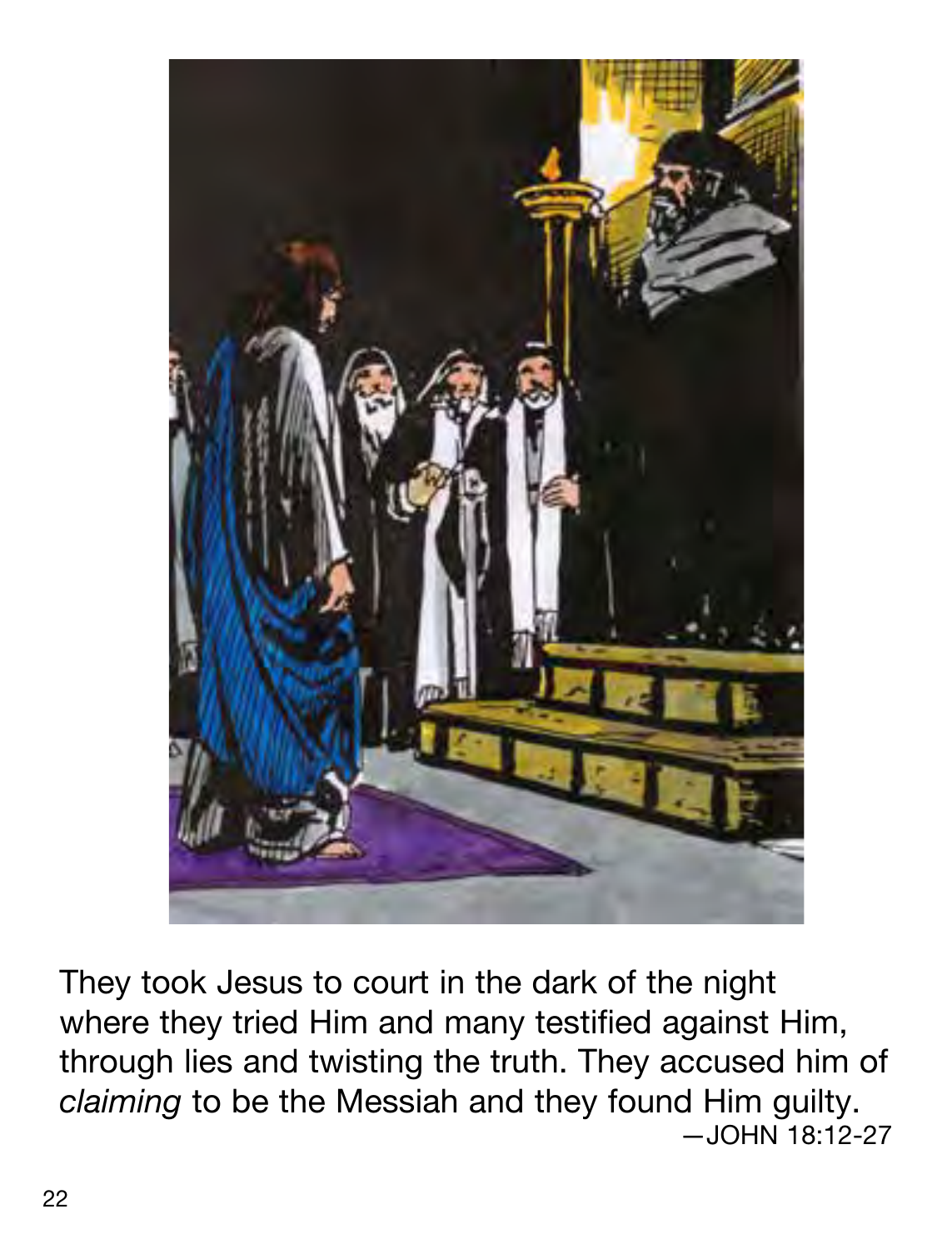They took Jesus to court in the dark of the night where they tried Him and many testified against Him, through lies and twisting the truth. They accused him of *claiming* to be the Messiah and they found Him guilty.

—JOHN 18:12-27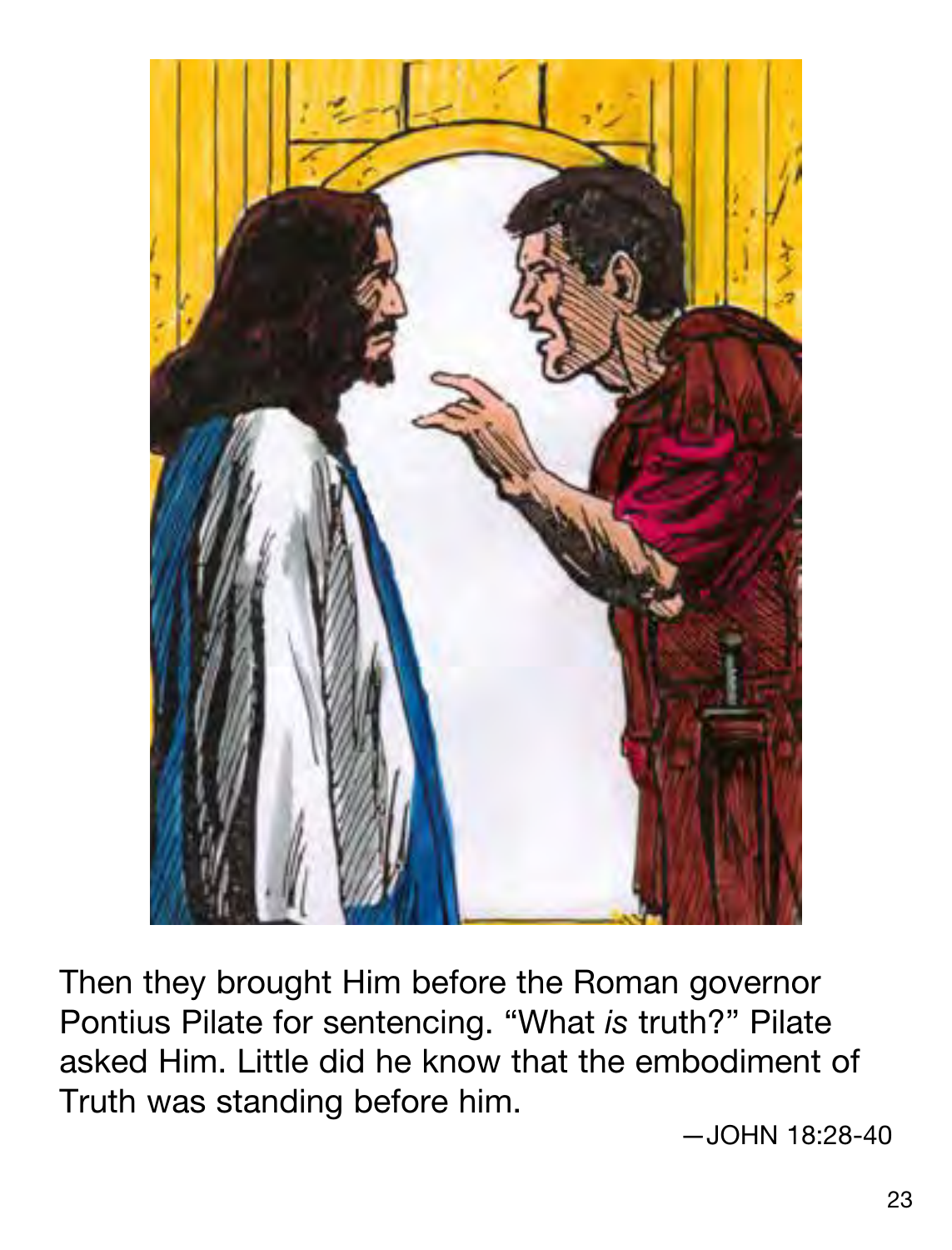Then they brought Him before the Roman governor Pontius Pilate for sentencing. “What *is* truth?” Pilate asked Him. Little did he know that the embodiment of Truth was standing before him.

—JOHN 18:28-40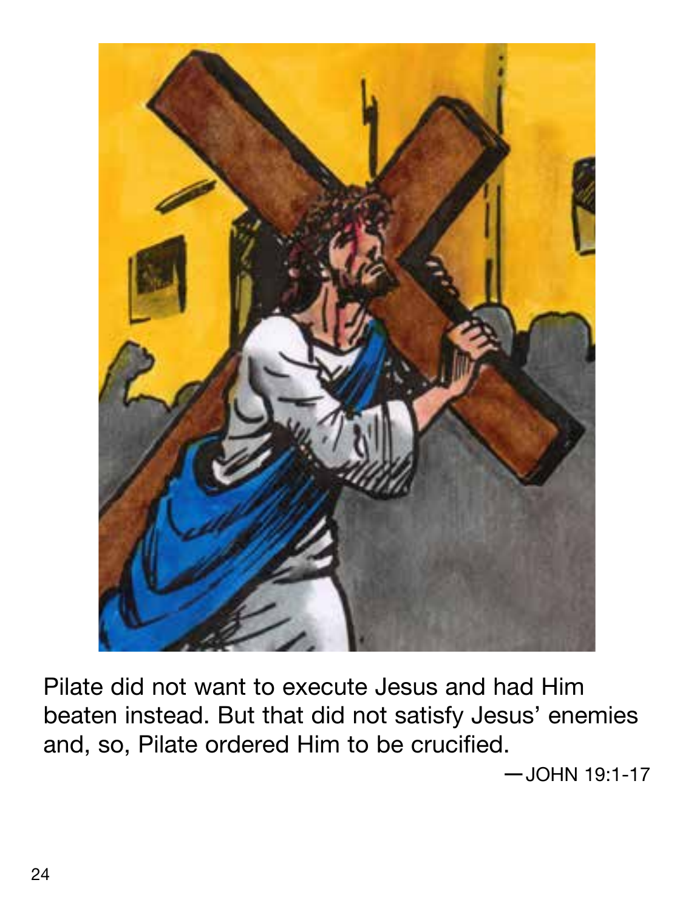Pilate did not want to execute Jesus and had Him beaten instead. But that did not satisfy Jesus' enemies and, so, Pilate ordered Him to be crucified.

—JOHN 19:1-17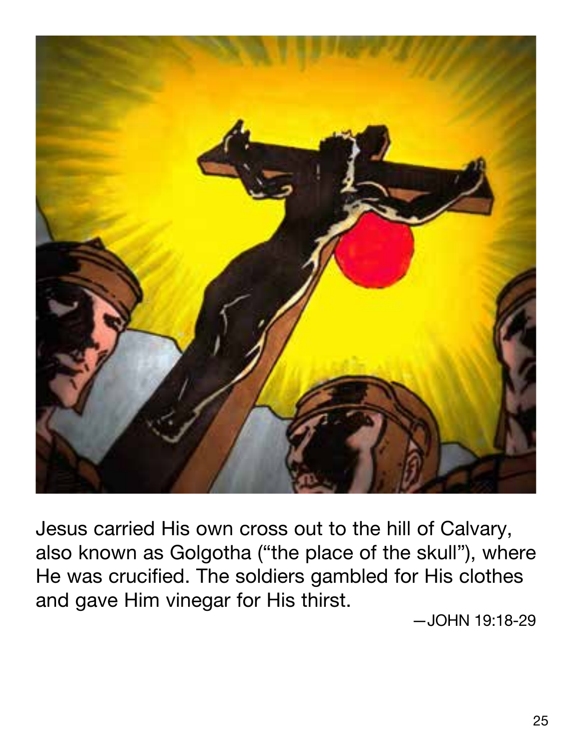Jesus carried His own cross out to the hill of Calvary, also known as Golgotha ("the place of the skull"), where He was crucified. The soldiers gambled for His clothes and gave Him vinegar for His thirst.

—JOHN 19:18-29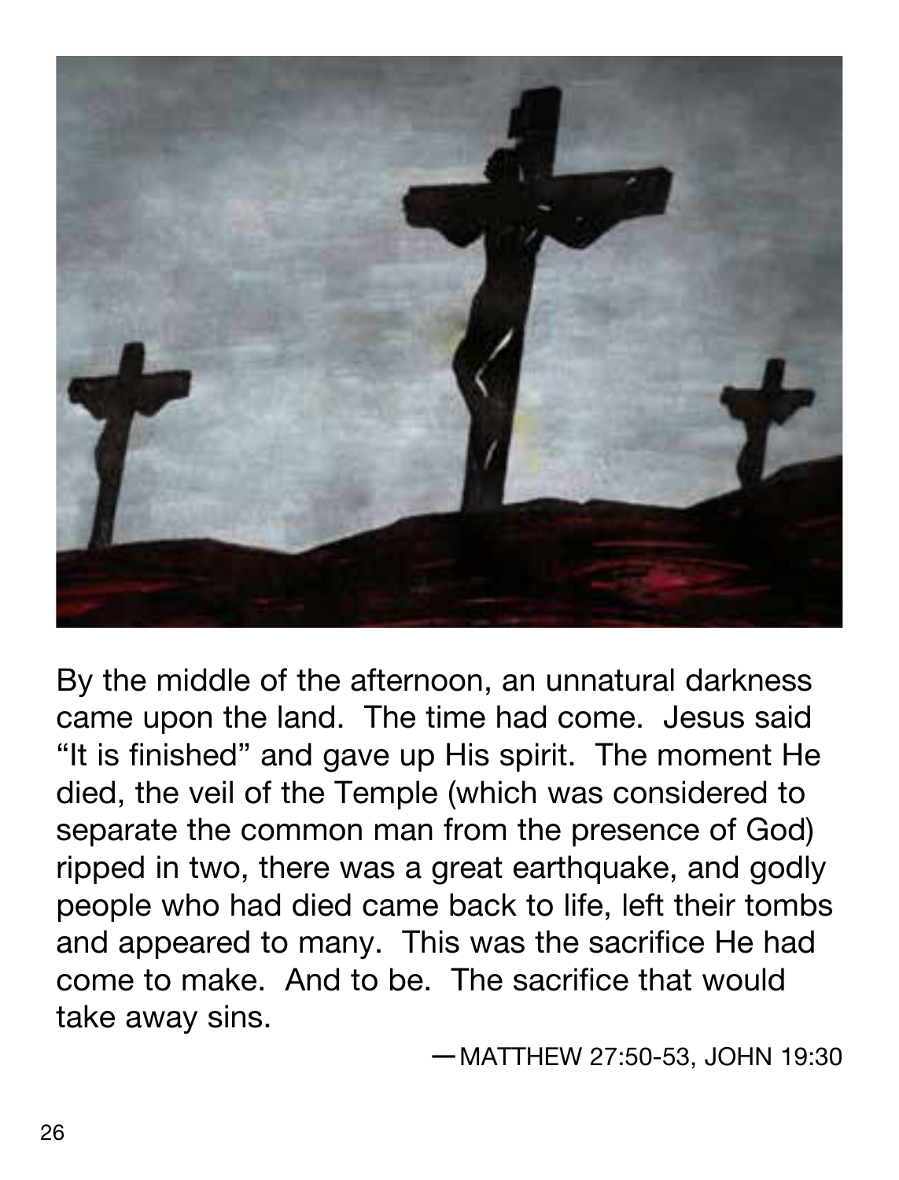By the middle of the afternoon, an unnatural darkness came upon the land. The time had come. Jesus said "It is finished" and gave up His spirit. The moment He died, the veil of the Temple (which was considered to separate the common man from the presence of God) ripped in two, there was a great earthquake, and godly people who had died came back to life, left their tombs and appeared to many. This was the sacrifice He had come to make. And to be. The sacrifice that would take away sins.

—MATTHEW 27:50-53, JOHN 19:30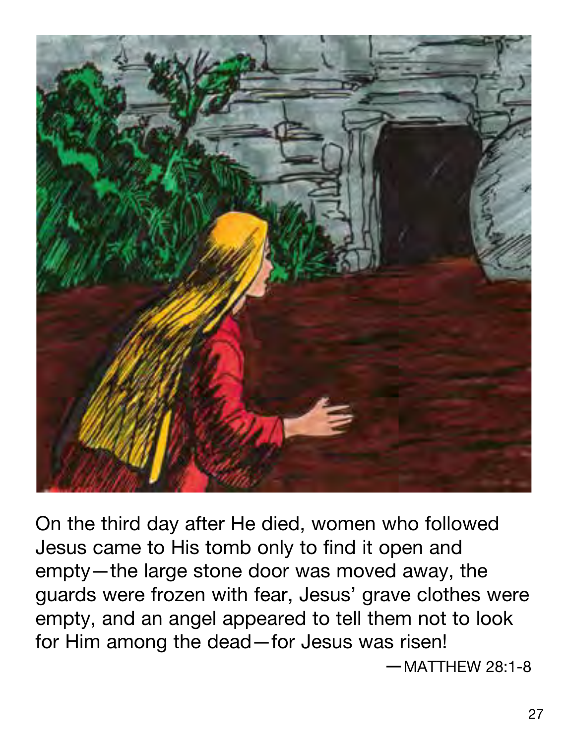On the third day after He died, women who followed Jesus came to His tomb only to find it open and empty—the large stone door was moved away, the guards were frozen with fear, Jesus' grave clothes were empty, and an angel appeared to tell them not to look for Him among the dead—for Jesus was risen!

—MATTHEW 28:1-8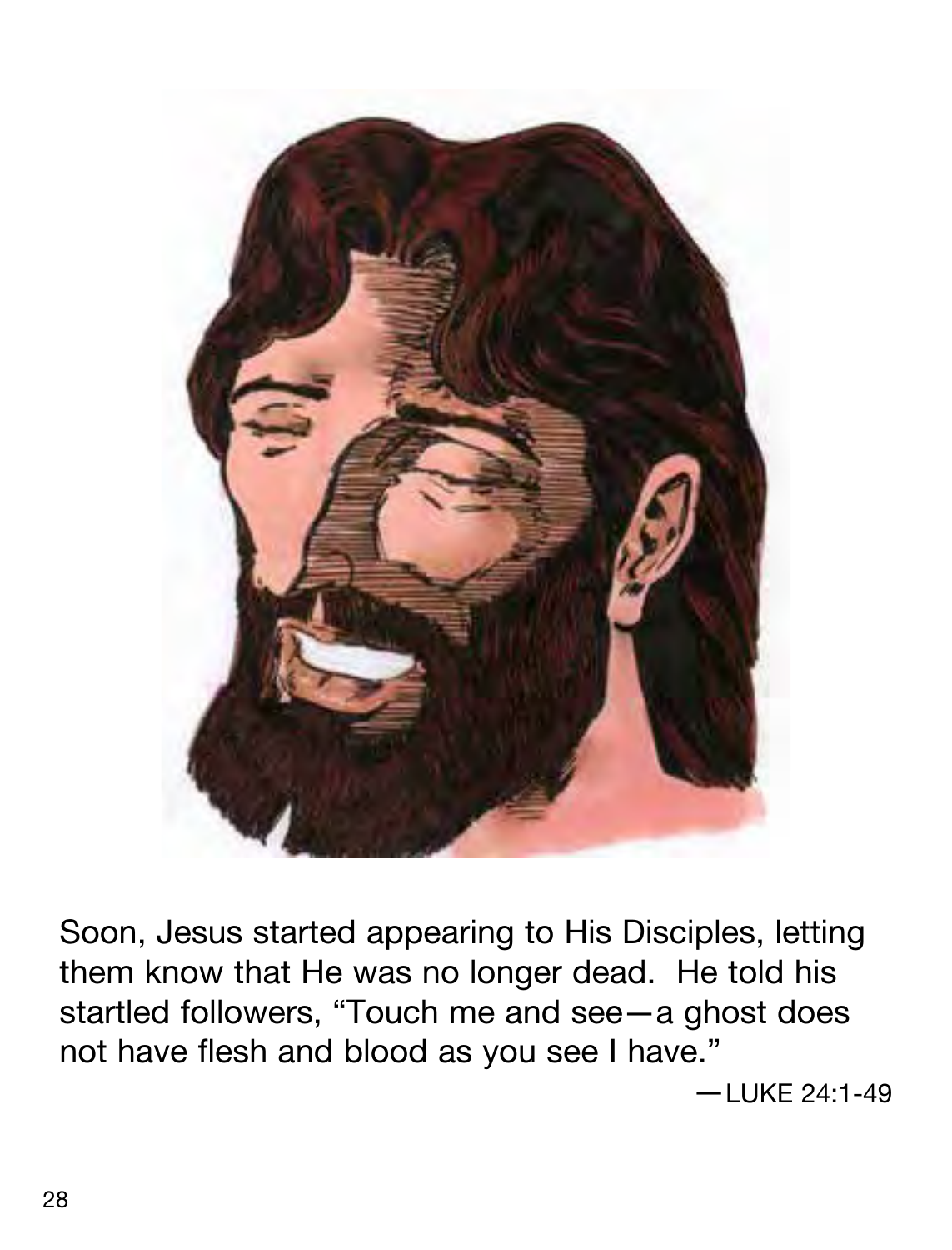Soon, Jesus started appearing to His Disciples, letting them know that He was no longer dead. He told his startled followers, “Touch me and see—a ghost does not have flesh and blood as you see I have.”

—LUKE 24:1-49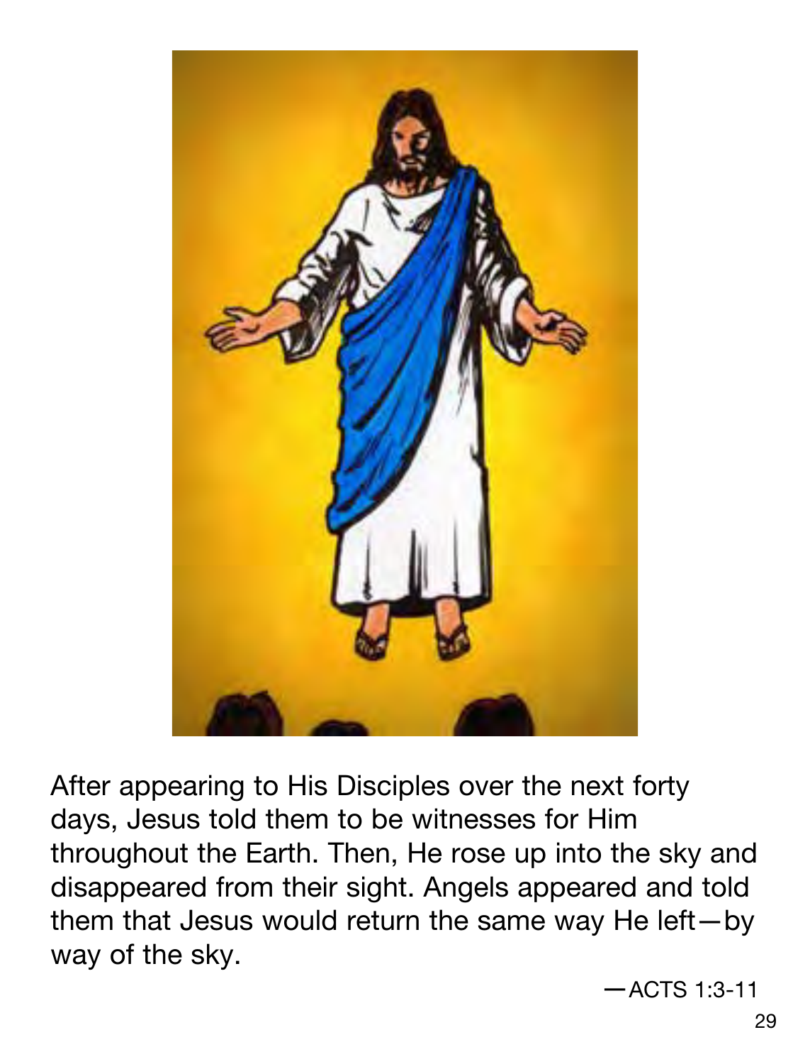After appearing to His Disciples over the next forty days, Jesus told them to be witnesses for Him throughout the Earth. Then, He rose up into the sky and disappeared from their sight. Angels appeared and told them that Jesus would return the same way He left—by way of the sky.

—ACTS 1:3-11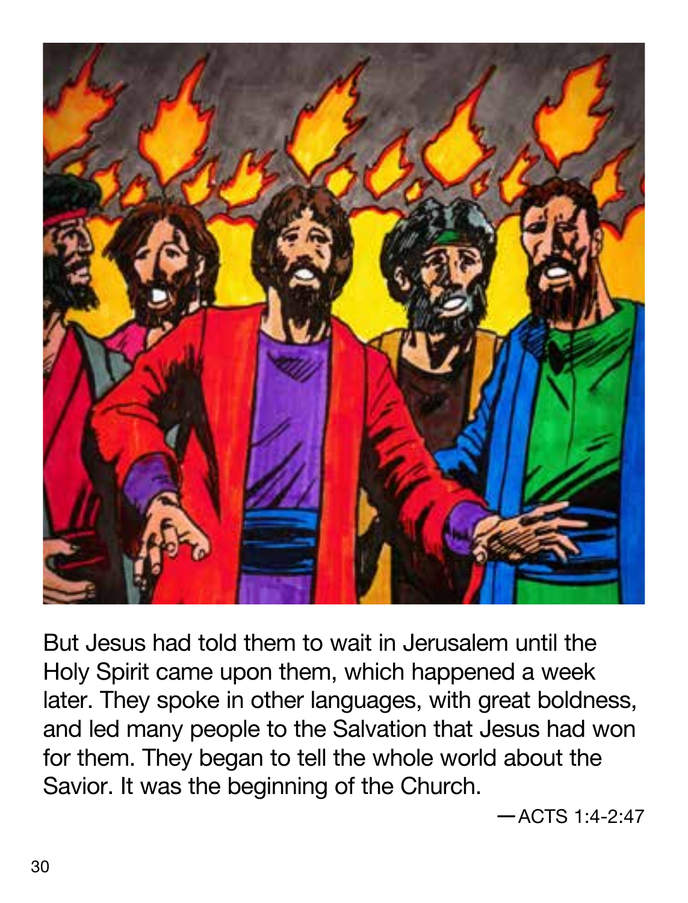But Jesus had told them to wait in Jerusalem until the Holy Spirit came upon them, which happened a week later. They spoke in other languages, with great boldness, and led many people to the Salvation that Jesus had won for them. They began to tell the whole world about the Savior. It was the beginning of the Church.

—ACTS 1:4-2:47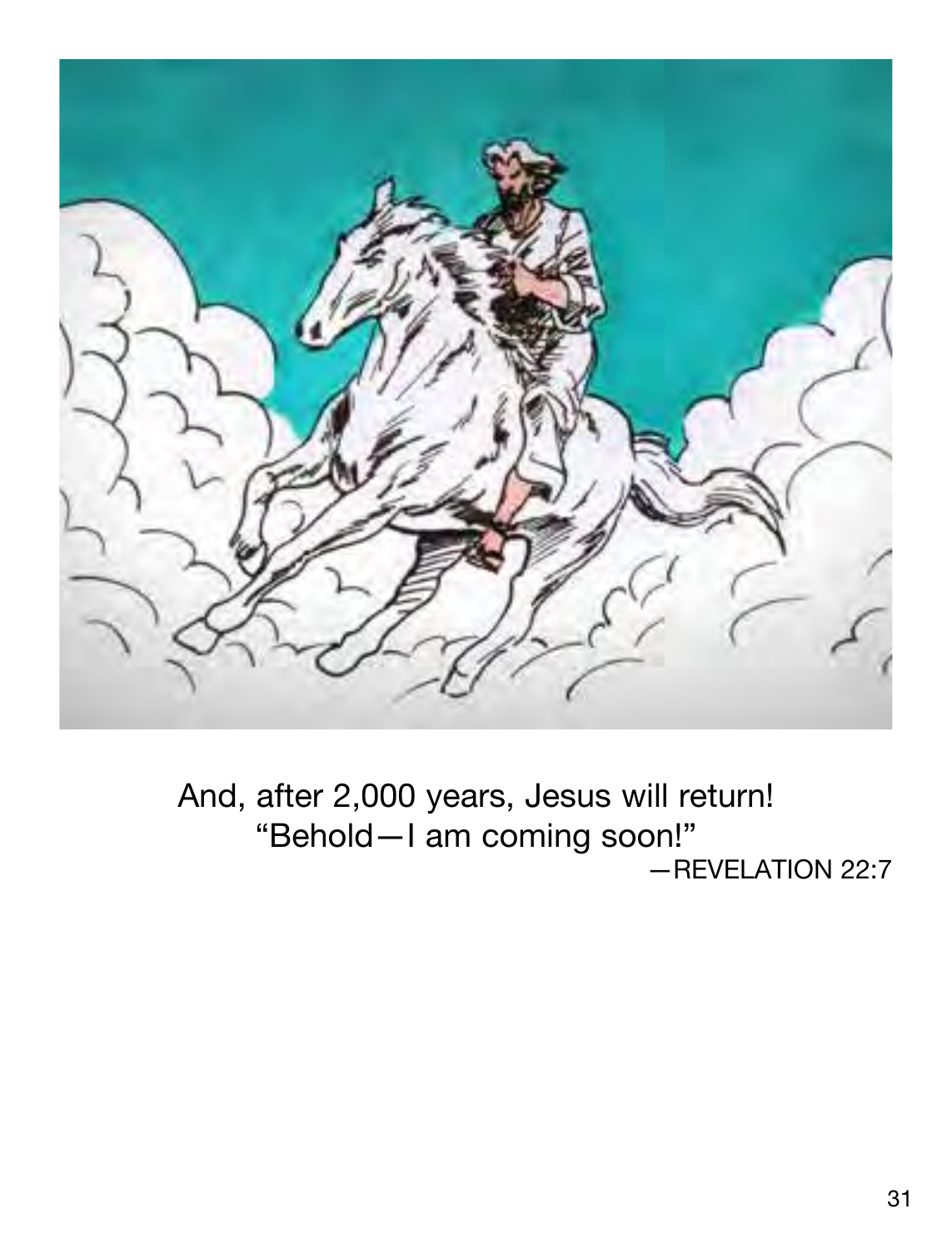And, after 2,000 years, Jesus will return!
“Behold—I am coming soon!”
—REVELATION 22:7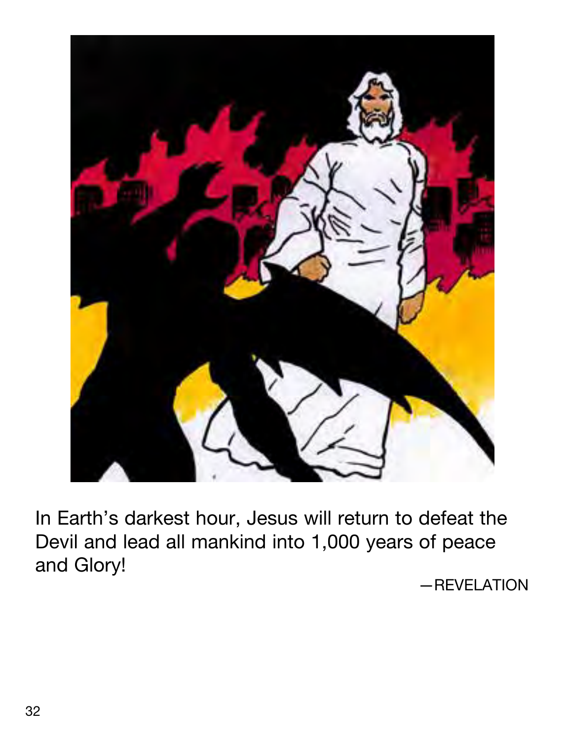In Earth's darkest hour, Jesus will return to defeat the Devil and lead all mankind into 1,000 years of peace and Glory!

—REVELATION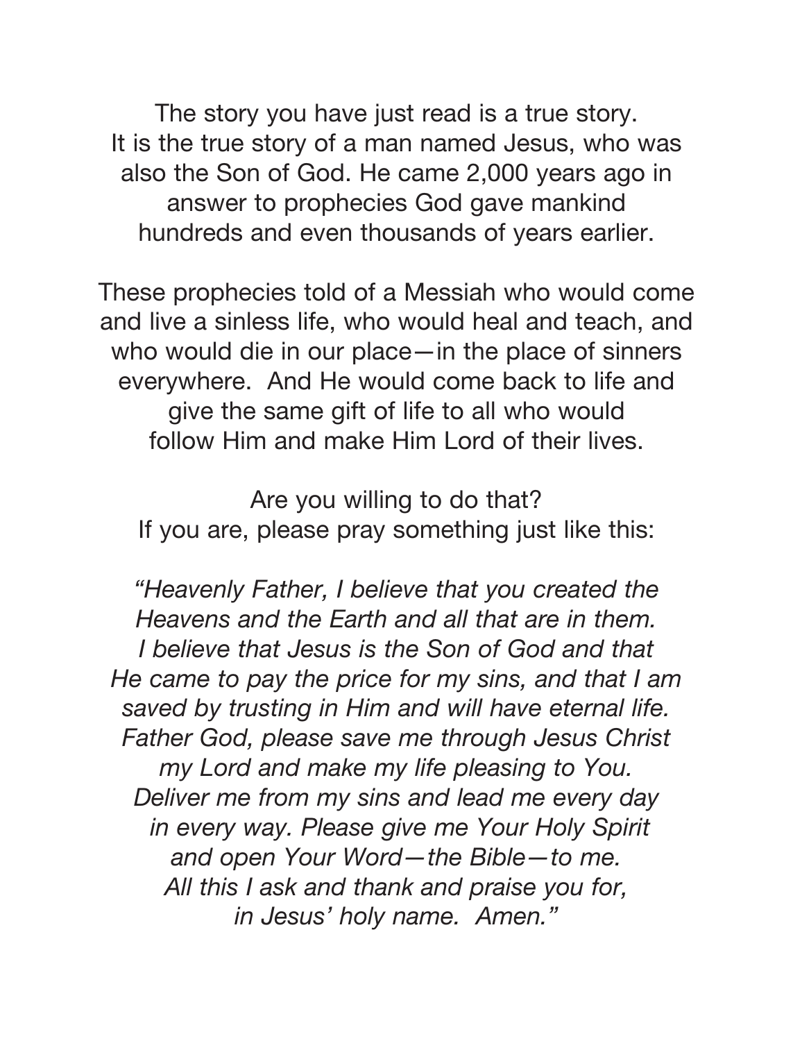The story you have just read is a true story.
It is the true story of a man named Jesus, who was also the Son of God. He came 2,000 years ago in answer to prophecies God gave mankind hundreds and even thousands of years earlier.

These prophecies told of a Messiah who would come and live a sinless life, who would heal and teach, and who would die in our place—in the place of sinners everywhere. And He would come back to life and give the same gift of life to all who would follow Him and make Him Lord of their lives.

Are you willing to do that?
If you are, please pray something just like this:

*"Heavenly Father, I believe that you created the Heavens and the Earth and all that are in them. I believe that Jesus is the Son of God and that He came to pay the price for my sins, and that I am saved by trusting in Him and will have eternal life. Father God, please save me through Jesus Christ my Lord and make my life pleasing to You. Deliver me from my sins and lead me every day in every way. Please give me Your Holy Spirit and open Your Word—the Bible—to me. All this I ask and thank and praise you for, in Jesus' holy name. Amen."*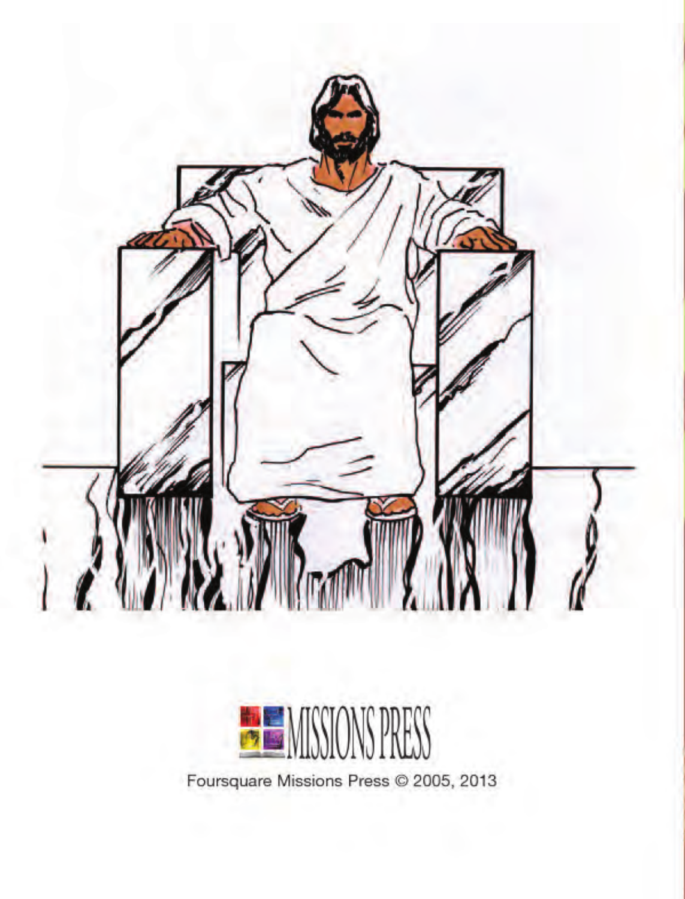MISSIONS PRESS

Foursquare Missions Press © 2005, 2013